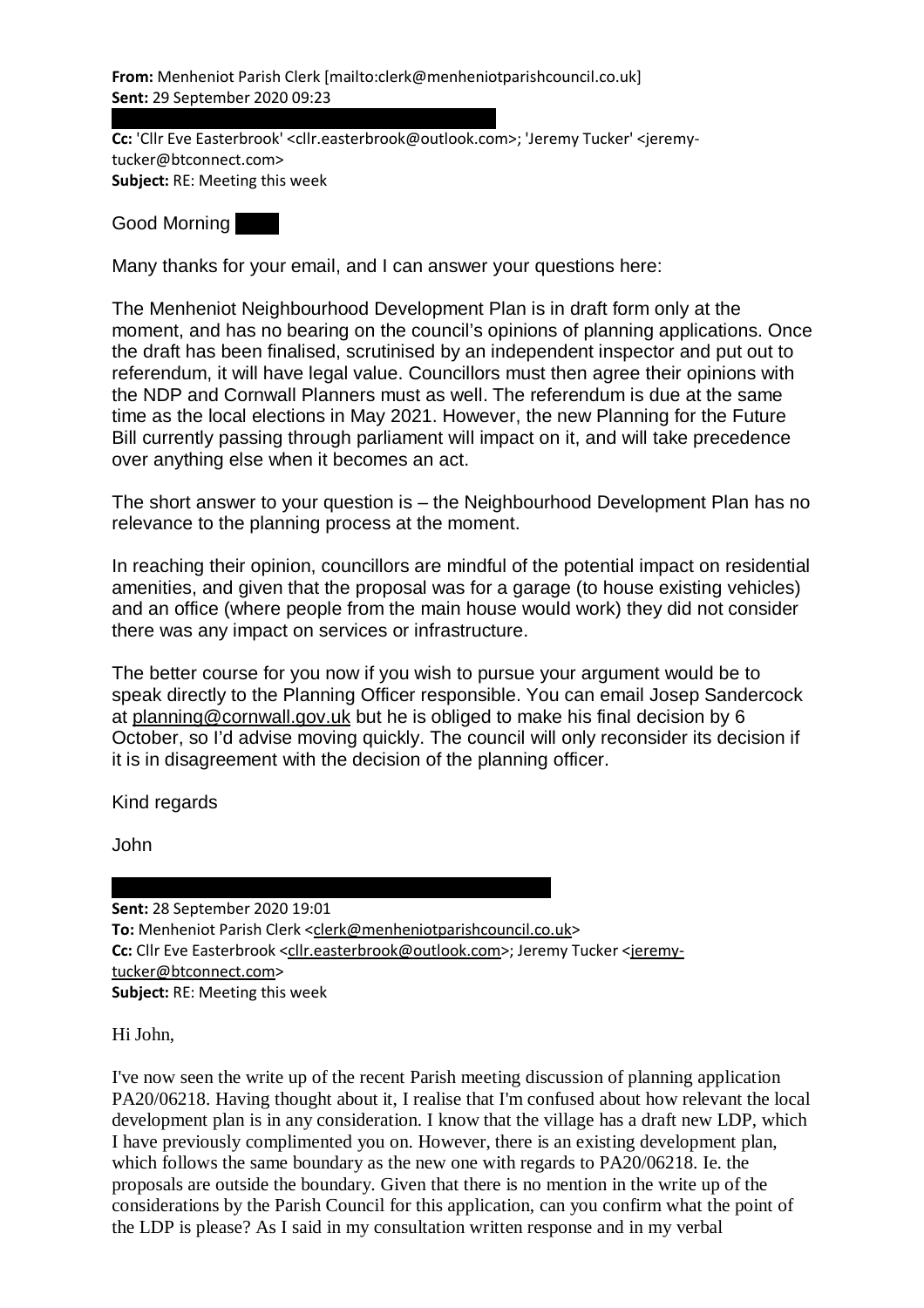**From:** Menheniot Parish Clerk [mailto:clerk@menheniotparishcouncil.co.uk]
**Sent:** 29 September 2020 09:23

**Cc:** 'Cllr Eve Easterbrook' <cllr.easterbrook@outlook.com>; 'Jeremy Tucker' <jeremy-tucker@btconnect.com>
**Subject:** RE: Meeting this week

Good Morning

Many thanks for your email, and I can answer your questions here:

The Menheniot Neighbourhood Development Plan is in draft form only at the moment, and has no bearing on the council's opinions of planning applications. Once the draft has been finalised, scrutinised by an independent inspector and put out to referendum, it will have legal value. Councillors must then agree their opinions with the NDP and Cornwall Planners must as well. The referendum is due at the same time as the local elections in May 2021. However, the new Planning for the Future Bill currently passing through parliament will impact on it, and will take precedence over anything else when it becomes an act.

The short answer to your question is – the Neighbourhood Development Plan has no relevance to the planning process at the moment.

In reaching their opinion, councillors are mindful of the potential impact on residential amenities, and given that the proposal was for a garage (to house existing vehicles) and an office (where people from the main house would work) they did not consider there was any impact on services or infrastructure.

The better course for you now if you wish to pursue your argument would be to speak directly to the Planning Officer responsible. You can email Josep Sandercock at planning@cornwall.gov.uk but he is obliged to make his final decision by 6 October, so I'd advise moving quickly. The council will only reconsider its decision if it is in disagreement with the decision of the planning officer.

Kind regards

John

**Sent:** 28 September 2020 19:01
**To:** Menheniot Parish Clerk <clerk@menheniotparishcouncil.co.uk>
**Cc:** Cllr Eve Easterbrook <cllr.easterbrook@outlook.com>; Jeremy Tucker <jeremy-tucker@btconnect.com>
**Subject:** RE: Meeting this week

Hi John,

I've now seen the write up of the recent Parish meeting discussion of planning application PA20/06218. Having thought about it, I realise that I'm confused about how relevant the local development plan is in any consideration. I know that the village has a draft new LDP, which I have previously complimented you on. However, there is an existing development plan, which follows the same boundary as the new one with regards to PA20/06218. Ie. the proposals are outside the boundary. Given that there is no mention in the write up of the considerations by the Parish Council for this application, can you confirm what the point of the LDP is please? As I said in my consultation written response and in my verbal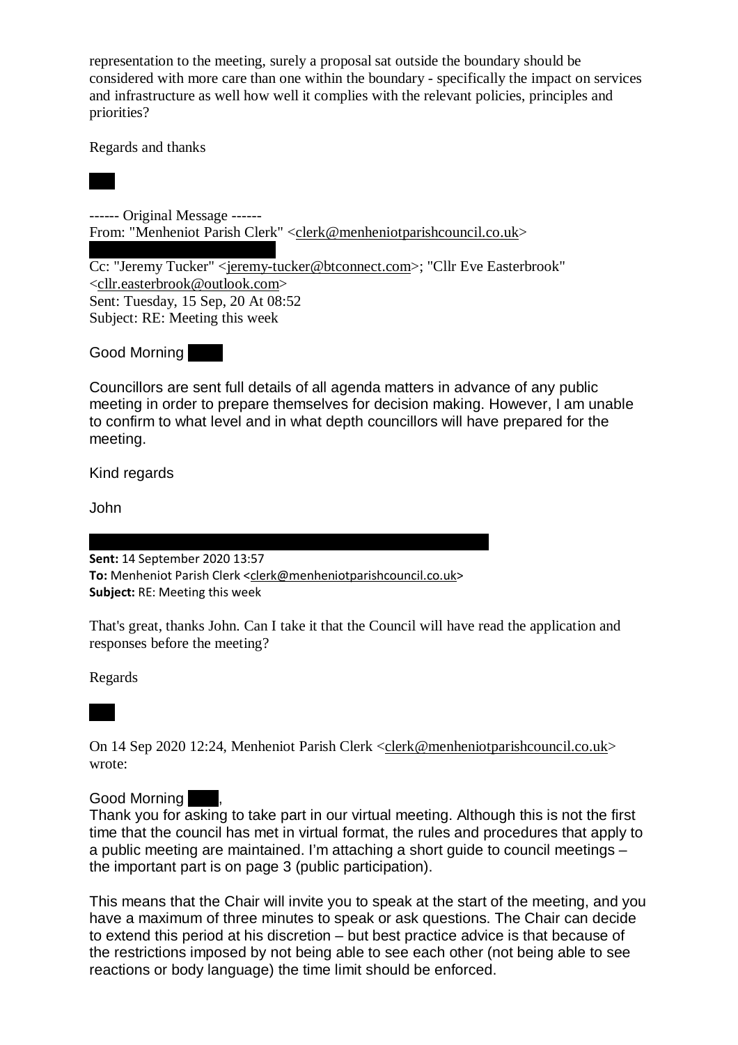representation to the meeting, surely a proposal sat outside the boundary should be considered with more care than one within the boundary - specifically the impact on services and infrastructure as well how well it complies with the relevant policies, principles and priorities?

Regards and thanks

------ Original Message ------
From: "Menheniot Parish Clerk" <clerk@menheniotparishcouncil.co.uk>

Cc: "Jeremy Tucker" <jeremy-tucker@btconnect.com>; "Cllr Eve Easterbrook" <cllr.easterbrook@outlook.com>
Sent: Tuesday, 15 Sep, 20 At 08:52
Subject: RE: Meeting this week

Good Morning

Councillors are sent full details of all agenda matters in advance of any public meeting in order to prepare themselves for decision making. However, I am unable to confirm to what level and in what depth councillors will have prepared for the meeting.

Kind regards

John

**Sent:** 14 September 2020 13:57
**To:** Menheniot Parish Clerk <clerk@menheniotparishcouncil.co.uk>
**Subject:** RE: Meeting this week

That's great, thanks John. Can I take it that the Council will have read the application and responses before the meeting?

Regards

On 14 Sep 2020 12:24, Menheniot Parish Clerk <clerk@menheniotparishcouncil.co.uk> wrote:

Good Morning ,
Thank you for asking to take part in our virtual meeting. Although this is not the first time that the council has met in virtual format, the rules and procedures that apply to a public meeting are maintained. I'm attaching a short guide to council meetings – the important part is on page 3 (public participation).

This means that the Chair will invite you to speak at the start of the meeting, and you have a maximum of three minutes to speak or ask questions. The Chair can decide to extend this period at his discretion – but best practice advice is that because of the restrictions imposed by not being able to see each other (not being able to see reactions or body language) the time limit should be enforced.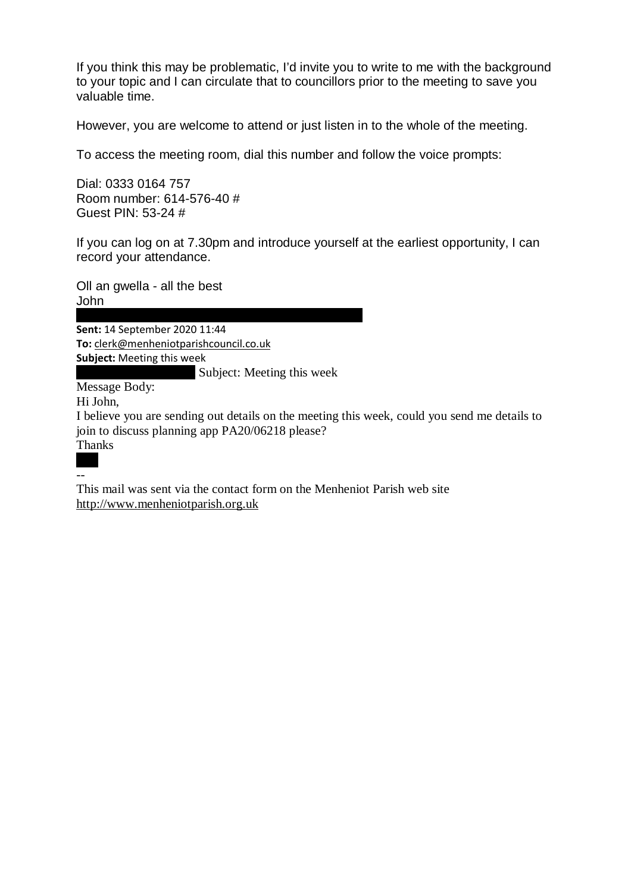If you think this may be problematic, I'd invite you to write to me with the background to your topic and I can circulate that to councillors prior to the meeting to save you valuable time.

However, you are welcome to attend or just listen in to the whole of the meeting.

To access the meeting room, dial this number and follow the voice prompts:

Dial: 0333 0164 757
Room number: 614-576-40 #
Guest PIN: 53-24 #

If you can log on at 7.30pm and introduce yourself at the earliest opportunity, I can record your attendance.

Oll an gwella - all the best
John

**Sent:** 14 September 2020 11:44
**To:** clerk@menheniotparishcouncil.co.uk
**Subject:** Meeting this week

Subject: Meeting this week

Message Body:
Hi John,
I believe you are sending out details on the meeting this week, could you send me details to join to discuss planning app PA20/06218 please?
Thanks

--
This mail was sent via the contact form on the Menheniot Parish web site
http://www.menheniotparish.org.uk